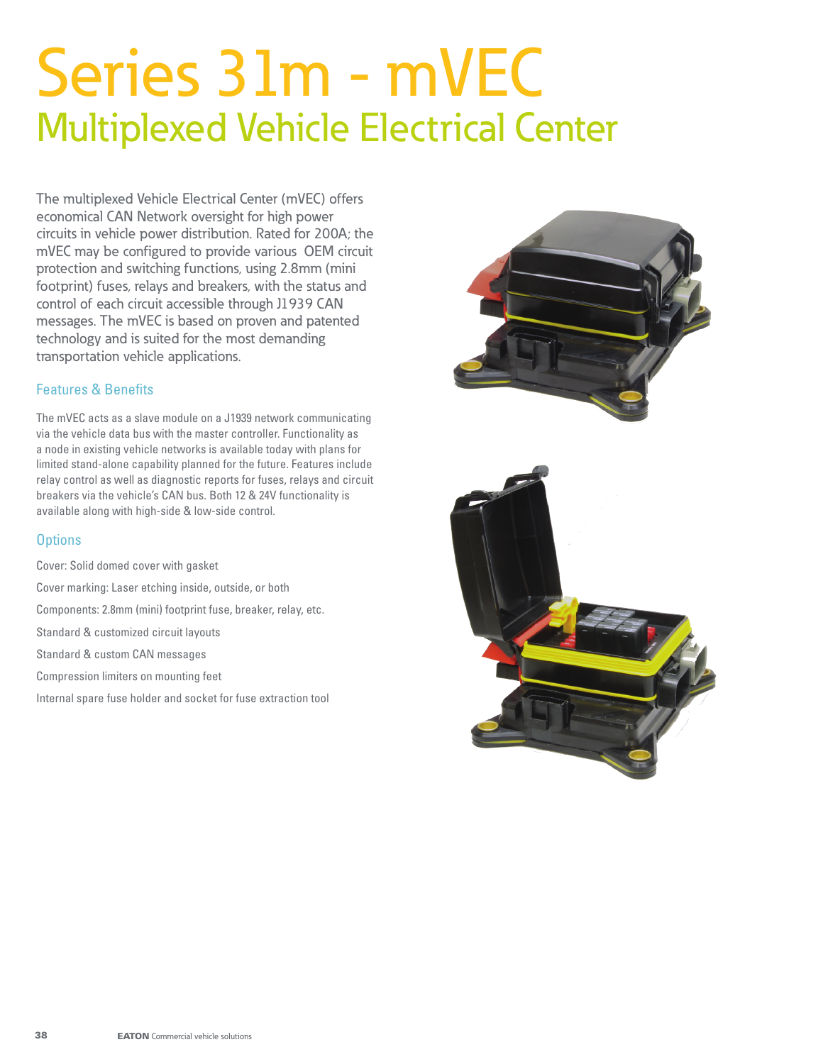# Series 31m - mVEC

## Multiplexed Vehicle Electrical Center

The multiplexed Vehicle Electrical Center (mVEC) offers economical CAN Network oversight for high power circuits in vehicle power distribution. Rated for 200A; the mVEC may be configured to provide various OEM circuit protection and switching functions, using 2.8mm (mini footprint) fuses, relays and breakers, with the status and control of each circuit accessible through J1939 CAN messages. The mVEC is based on proven and patented technology and is suited for the most demanding transportation vehicle applications.

### Features & Benefits

The mVEC acts as a slave module on a J1939 network communicating via the vehicle data bus with the master controller. Functionality as a node in existing vehicle networks is available today with plans for limited stand-alone capability planned for the future. Features include relay control as well as diagnostic reports for fuses, relays and circuit breakers via the vehicle's CAN bus. Both 12 & 24V functionality is available along with high-side & low-side control.

### Options

Cover: Solid domed cover with gasket

Cover marking: Laser etching inside, outside, or both

Components: 2.8mm (mini) footprint fuse, breaker, relay, etc.

Standard & customized circuit layouts

Standard & custom CAN messages

Compression limiters on mounting feet

Internal spare fuse holder and socket for fuse extraction tool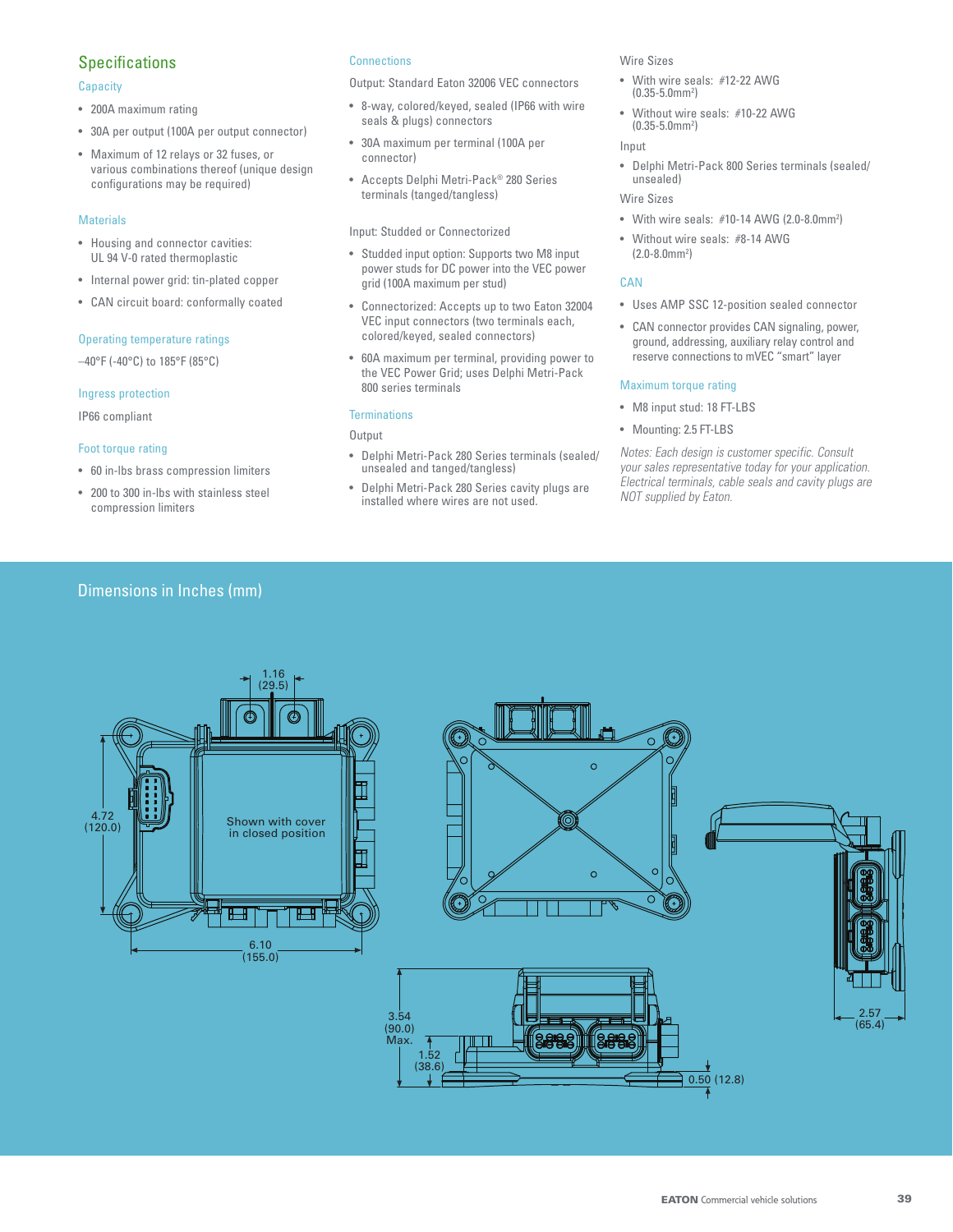## Specifications

### Capacity

- 200A maximum rating
- 30A per output (100A per output connector)
- Maximum of 12 relays or 32 fuses, or various combinations thereof (unique design configurations may be required)

### Materials

- Housing and connector cavities: UL 94 V-0 rated thermoplastic
- Internal power grid: tin-plated copper
- CAN circuit board: conformally coated

### Operating temperature ratings

–40°F (-40°C) to 185°F (85°C)

### Ingress protection

IP66 compliant

### Foot torque rating

- 60 in-lbs brass compression limiters
- 200 to 300 in-lbs with stainless steel compression limiters

### Connections

Output: Standard Eaton 32006 VEC connectors

- 8-way, colored/keyed, sealed (IP66 with wire seals & plugs) connectors
- 30A maximum per terminal (100A per connector)
- Accepts Delphi Metri-Pack® 280 Series terminals (tanged/tangless)

Input: Studded or Connectorized

- Studded input option: Supports two M8 input power studs for DC power into the VEC power grid (100A maximum per stud)
- Connectorized: Accepts up to two Eaton 32004 VEC input connectors (two terminals each, colored/keyed, sealed connectors)
- 60A maximum per terminal, providing power to the VEC Power Grid; uses Delphi Metri-Pack 800 series terminals

### Terminations

Output

- Delphi Metri-Pack 280 Series terminals (sealed/unsealed and tanged/tangless)
- Delphi Metri-Pack 280 Series cavity plugs are installed where wires are not used.

Wire Sizes

- With wire seals: #12-22 AWG (0.35-5.0mm$^2$)
- Without wire seals: #10-22 AWG (0.35-5.0mm$^2$)

Input

- Delphi Metri-Pack 800 Series terminals (sealed/unsealed)

Wire Sizes

- With wire seals: #10-14 AWG (2.0-8.0mm$^2$)
- Without wire seals: #8-14 AWG (2.0-8.0mm$^2$)

### CAN

- Uses AMP SSC 12-position sealed connector
- CAN connector provides CAN signaling, power, ground, addressing, auxiliary relay control and reserve connections to mVEC "smart" layer

### Maximum torque rating

- M8 input stud: 18 FT-LBS
- Mounting: 2.5 FT-LBS

*Notes: Each design is customer specific. Consult your sales representative today for your application. Electrical terminals, cable seals and cavity plugs are NOT supplied by Eaton.*

## Dimensions in Inches (mm)

1.16
(29.5)

4.72
(120.0)

Shown with cover
in closed position

6.10
(155.0)

3.54
(90.0)
Max.

1.52
(38.6)

0.50 (12.8)

2.57
(65.4)